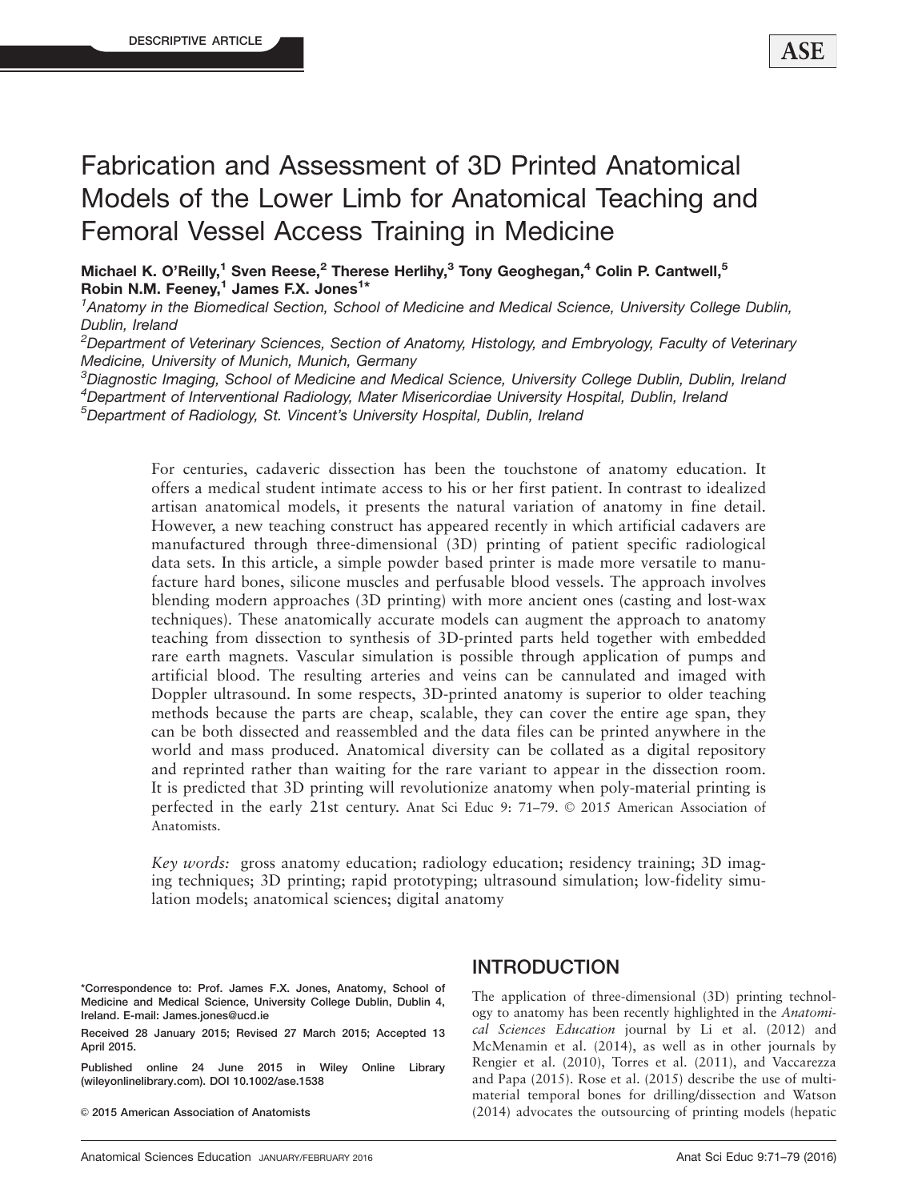DESCRIPTIVE ARTICLE

# Fabrication and Assessment of 3D Printed Anatomical Models of the Lower Limb for Anatomical Teaching and Femoral Vessel Access Training in Medicine

**Michael K. O'Reilly,[1] Sven Reese,[2] Therese Herlihy,[3] Tony Geoghegan,[4] Colin P. Cantwell,[5] Robin N.M. Feeney,[1] James F.X. Jones[1]***

*[1]Anatomy in the Biomedical Section, School of Medicine and Medical Science, University College Dublin, Dublin, Ireland*
*[2]Department of Veterinary Sciences, Section of Anatomy, Histology, and Embryology, Faculty of Veterinary Medicine, University of Munich, Munich, Germany*
*[3]Diagnostic Imaging, School of Medicine and Medical Science, University College Dublin, Dublin, Ireland*
*[4]Department of Interventional Radiology, Mater Misericordiae University Hospital, Dublin, Ireland*
*[5]Department of Radiology, St. Vincent's University Hospital, Dublin, Ireland*

For centuries, cadaveric dissection has been the touchstone of anatomy education. It offers a medical student intimate access to his or her first patient. In contrast to idealized artisan anatomical models, it presents the natural variation of anatomy in fine detail. However, a new teaching construct has appeared recently in which artificial cadavers are manufactured through three-dimensional (3D) printing of patient specific radiological data sets. In this article, a simple powder based printer is made more versatile to manufacture hard bones, silicone muscles and perfusable blood vessels. The approach involves blending modern approaches (3D printing) with more ancient ones (casting and lost-wax techniques). These anatomically accurate models can augment the approach to anatomy teaching from dissection to synthesis of 3D-printed parts held together with embedded rare earth magnets. Vascular simulation is possible through application of pumps and artificial blood. The resulting arteries and veins can be cannulated and imaged with Doppler ultrasound. In some respects, 3D-printed anatomy is superior to older teaching methods because the parts are cheap, scalable, they can cover the entire age span, they can be both dissected and reassembled and the data files can be printed anywhere in the world and mass produced. Anatomical diversity can be collated as a digital repository and reprinted rather than waiting for the rare variant to appear in the dissection room. It is predicted that 3D printing will revolutionize anatomy when poly-material printing is perfected in the early 21st century. Anat Sci Educ 9: 71–79. © 2015 American Association of Anatomists.

*Key words:* gross anatomy education; radiology education; residency training; 3D imaging techniques; 3D printing; rapid prototyping; ultrasound simulation; low-fidelity simulation models; anatomical sciences; digital anatomy

*Correspondence to: Prof. James F.X. Jones, Anatomy, School of Medicine and Medical Science, University College Dublin, Dublin 4, Ireland. E-mail: James.jones@ucd.ie

Received 28 January 2015; Revised 27 March 2015; Accepted 13 April 2015.

Published online 24 June 2015 in Wiley Online Library (wileyonlinelibrary.com). DOI 10.1002/ase.1538

© 2015 American Association of Anatomists

## INTRODUCTION

The application of three-dimensional (3D) printing technology to anatomy has been recently highlighted in the *Anatomical Sciences Education* journal by Li et al. (2012) and McMenamin et al. (2014), as well as in other journals by Rengier et al. (2010), Torres et al. (2011), and Vaccarezza and Papa (2015). Rose et al. (2015) describe the use of multi-material temporal bones for drilling/dissection and Watson (2014) advocates the outsourcing of printing models (hepatic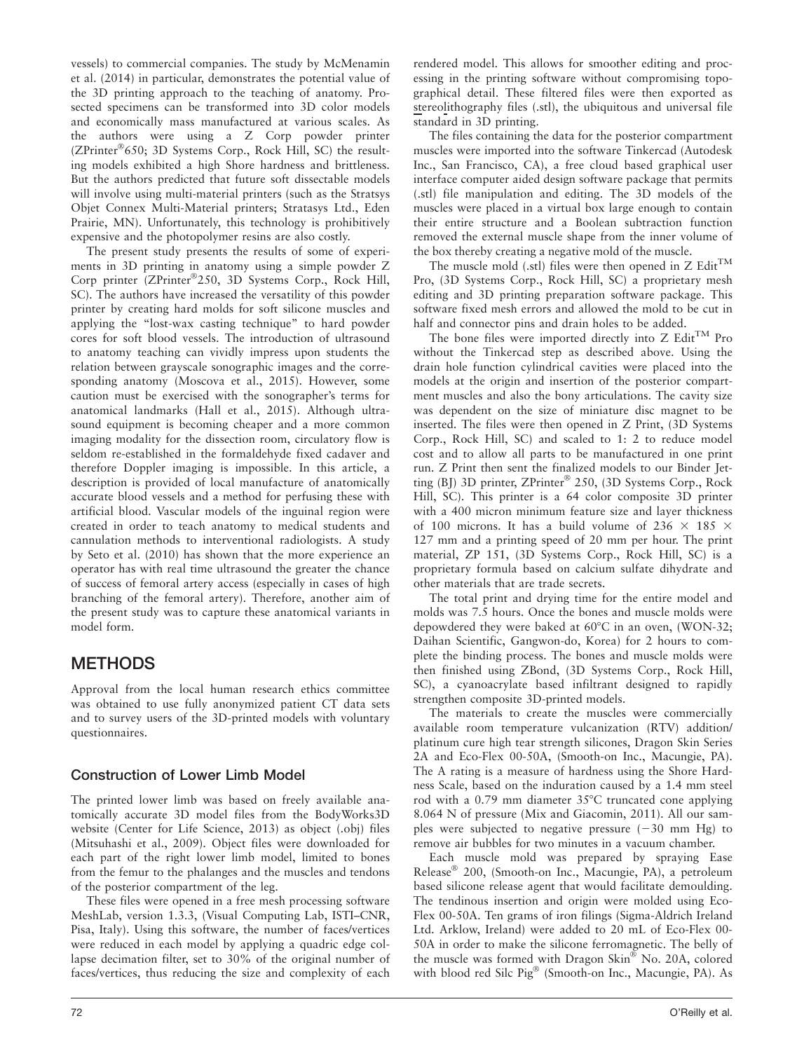vessels) to commercial companies. The study by McMenamin et al. (2014) in particular, demonstrates the potential value of the 3D printing approach to the teaching of anatomy. Prosected specimens can be transformed into 3D color models and economically mass manufactured at various scales. As the authors were using a Z Corp powder printer (ZPrinter®650; 3D Systems Corp., Rock Hill, SC) the resulting models exhibited a high Shore hardness and brittleness. But the authors predicted that future soft dissectable models will involve using multi-material printers (such as the Stratsys Objet Connex Multi-Material printers; Stratasys Ltd., Eden Prairie, MN). Unfortunately, this technology is prohibitively expensive and the photopolymer resins are also costly.

The present study presents the results of some of experiments in 3D printing in anatomy using a simple powder Z Corp printer (ZPrinter®250, 3D Systems Corp., Rock Hill, SC). The authors have increased the versatility of this powder printer by creating hard molds for soft silicone muscles and applying the "lost-wax casting technique" to hard powder cores for soft blood vessels. The introduction of ultrasound to anatomy teaching can vividly impress upon students the relation between grayscale sonographic images and the corresponding anatomy (Moscova et al., 2015). However, some caution must be exercised with the sonographer's terms for anatomical landmarks (Hall et al., 2015). Although ultrasound equipment is becoming cheaper and a more common imaging modality for the dissection room, circulatory flow is seldom re-established in the formaldehyde fixed cadaver and therefore Doppler imaging is impossible. In this article, a description is provided of local manufacture of anatomically accurate blood vessels and a method for perfusing these with artificial blood. Vascular models of the inguinal region were created in order to teach anatomy to medical students and cannulation methods to interventional radiologists. A study by Seto et al. (2010) has shown that the more experience an operator has with real time ultrasound the greater the chance of success of femoral artery access (especially in cases of high branching of the femoral artery). Therefore, another aim of the present study was to capture these anatomical variants in model form.

## METHODS

Approval from the local human research ethics committee was obtained to use fully anonymized patient CT data sets and to survey users of the 3D-printed models with voluntary questionnaires.

### Construction of Lower Limb Model

The printed lower limb was based on freely available anatomically accurate 3D model files from the BodyWorks3D website (Center for Life Science, 2013) as object (.obj) files (Mitsuhashi et al., 2009). Object files were downloaded for each part of the right lower limb model, limited to bones from the femur to the phalanges and the muscles and tendons of the posterior compartment of the leg.

These files were opened in a free mesh processing software MeshLab, version 1.3.3, (Visual Computing Lab, ISTI–CNR, Pisa, Italy). Using this software, the number of faces/vertices were reduced in each model by applying a quadric edge collapse decimation filter, set to 30% of the original number of faces/vertices, thus reducing the size and complexity of each rendered model. This allows for smoother editing and processing in the printing software without compromising topographical detail. These filtered files were then exported as stereolithography files (.stl), the ubiquitous and universal file standard in 3D printing.

The files containing the data for the posterior compartment muscles were imported into the software Tinkercad (Autodesk Inc., San Francisco, CA), a free cloud based graphical user interface computer aided design software package that permits (.stl) file manipulation and editing. The 3D models of the muscles were placed in a virtual box large enough to contain their entire structure and a Boolean subtraction function removed the external muscle shape from the inner volume of the box thereby creating a negative mold of the muscle.

The muscle mold (.stl) files were then opened in Z Edit™ Pro, (3D Systems Corp., Rock Hill, SC) a proprietary mesh editing and 3D printing preparation software package. This software fixed mesh errors and allowed the mold to be cut in half and connector pins and drain holes to be added.

The bone files were imported directly into Z Edit™ Pro without the Tinkercad step as described above. Using the drain hole function cylindrical cavities were placed into the models at the origin and insertion of the posterior compartment muscles and also the bony articulations. The cavity size was dependent on the size of miniature disc magnet to be inserted. The files were then opened in Z Print, (3D Systems Corp., Rock Hill, SC) and scaled to 1: 2 to reduce model cost and to allow all parts to be manufactured in one print run. Z Print then sent the finalized models to our Binder Jetting (BJ) 3D printer, ZPrinter® 250, (3D Systems Corp., Rock Hill, SC). This printer is a 64 color composite 3D printer with a 400 micron minimum feature size and layer thickness of 100 microns. It has a build volume of 236 × 185 × 127 mm and a printing speed of 20 mm per hour. The print material, ZP 151, (3D Systems Corp., Rock Hill, SC) is a proprietary formula based on calcium sulfate dihydrate and other materials that are trade secrets.

The total print and drying time for the entire model and molds was 7.5 hours. Once the bones and muscle molds were depowdered they were baked at 60°C in an oven, (WON-32; Daihan Scientific, Gangwon-do, Korea) for 2 hours to complete the binding process. The bones and muscle molds were then finished using ZBond, (3D Systems Corp., Rock Hill, SC), a cyanoacrylate based infiltrant designed to rapidly strengthen composite 3D-printed models.

The materials to create the muscles were commercially available room temperature vulcanization (RTV) addition/platinum cure high tear strength silicones, Dragon Skin Series 2A and Eco-Flex 00-50A, (Smooth-on Inc., Macungie, PA). The A rating is a measure of hardness using the Shore Hardness Scale, based on the induration caused by a 1.4 mm steel rod with a 0.79 mm diameter 35°C truncated cone applying 8.064 N of pressure (Mix and Giacomin, 2011). All our samples were subjected to negative pressure (−30 mm Hg) to remove air bubbles for two minutes in a vacuum chamber.

Each muscle mold was prepared by spraying Ease Release® 200, (Smooth-on Inc., Macungie, PA), a petroleum based silicone release agent that would facilitate demoulding. The tendinous insertion and origin were molded using Eco-Flex 00-50A. Ten grams of iron filings (Sigma-Aldrich Ireland Ltd. Arklow, Ireland) were added to 20 mL of Eco-Flex 00-50A in order to make the silicone ferromagnetic. The belly of the muscle was formed with Dragon Skin® No. 20A, colored with blood red Silc Pig® (Smooth-on Inc., Macungie, PA). As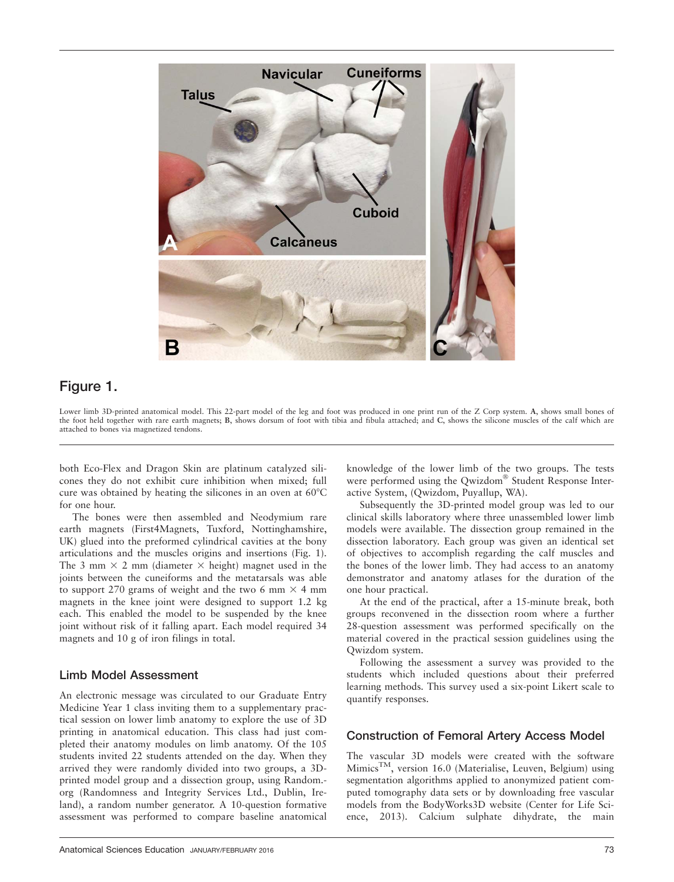## Figure 1.

Lower limb 3D-printed anatomical model. This 22-part model of the leg and foot was produced in one print run of the Z Corp system. **A**, shows small bones of the foot held together with rare earth magnets; **B**, shows dorsum of foot with tibia and fibula attached; and **C**, shows the silicone muscles of the calf which are attached to bones via magnetized tendons.

both Eco-Flex and Dragon Skin are platinum catalyzed silicones they do not exhibit cure inhibition when mixed; full cure was obtained by heating the silicones in an oven at 60°C for one hour.

The bones were then assembled and Neodymium rare earth magnets (First4Magnets, Tuxford, Nottinghamshire, UK) glued into the preformed cylindrical cavities at the bony articulations and the muscles origins and insertions (Fig. 1). The 3 mm × 2 mm (diameter × height) magnet used in the joints between the cuneiforms and the metatarsals was able to support 270 grams of weight and the two 6 mm × 4 mm magnets in the knee joint were designed to support 1.2 kg each. This enabled the model to be suspended by the knee joint without risk of it falling apart. Each model required 34 magnets and 10 g of iron filings in total.

### Limb Model Assessment

An electronic message was circulated to our Graduate Entry Medicine Year 1 class inviting them to a supplementary practical session on lower limb anatomy to explore the use of 3D printing in anatomical education. This class had just completed their anatomy modules on limb anatomy. Of the 105 students invited 22 students attended on the day. When they arrived they were randomly divided into two groups, a 3D-printed model group and a dissection group, using Random.org (Randomness and Integrity Services Ltd., Dublin, Ireland), a random number generator. A 10-question formative assessment was performed to compare baseline anatomical knowledge of the lower limb of the two groups. The tests were performed using the Qwizdom® Student Response Interactive System, (Qwizdom, Puyallup, WA).

Subsequently the 3D-printed model group was led to our clinical skills laboratory where three unassembled lower limb models were available. The dissection group remained in the dissection laboratory. Each group was given an identical set of objectives to accomplish regarding the calf muscles and the bones of the lower limb. They had access to an anatomy demonstrator and anatomy atlases for the duration of the one hour practical.

At the end of the practical, after a 15-minute break, both groups reconvened in the dissection room where a further 28-question assessment was performed specifically on the material covered in the practical session guidelines using the Qwizdom system.

Following the assessment a survey was provided to the students which included questions about their preferred learning methods. This survey used a six-point Likert scale to quantify responses.

### Construction of Femoral Artery Access Model

The vascular 3D models were created with the software Mimics™, version 16.0 (Materialise, Leuven, Belgium) using segmentation algorithms applied to anonymized patient computed tomography data sets or by downloading free vascular models from the BodyWorks3D website (Center for Life Science, 2013). Calcium sulphate dihydrate, the main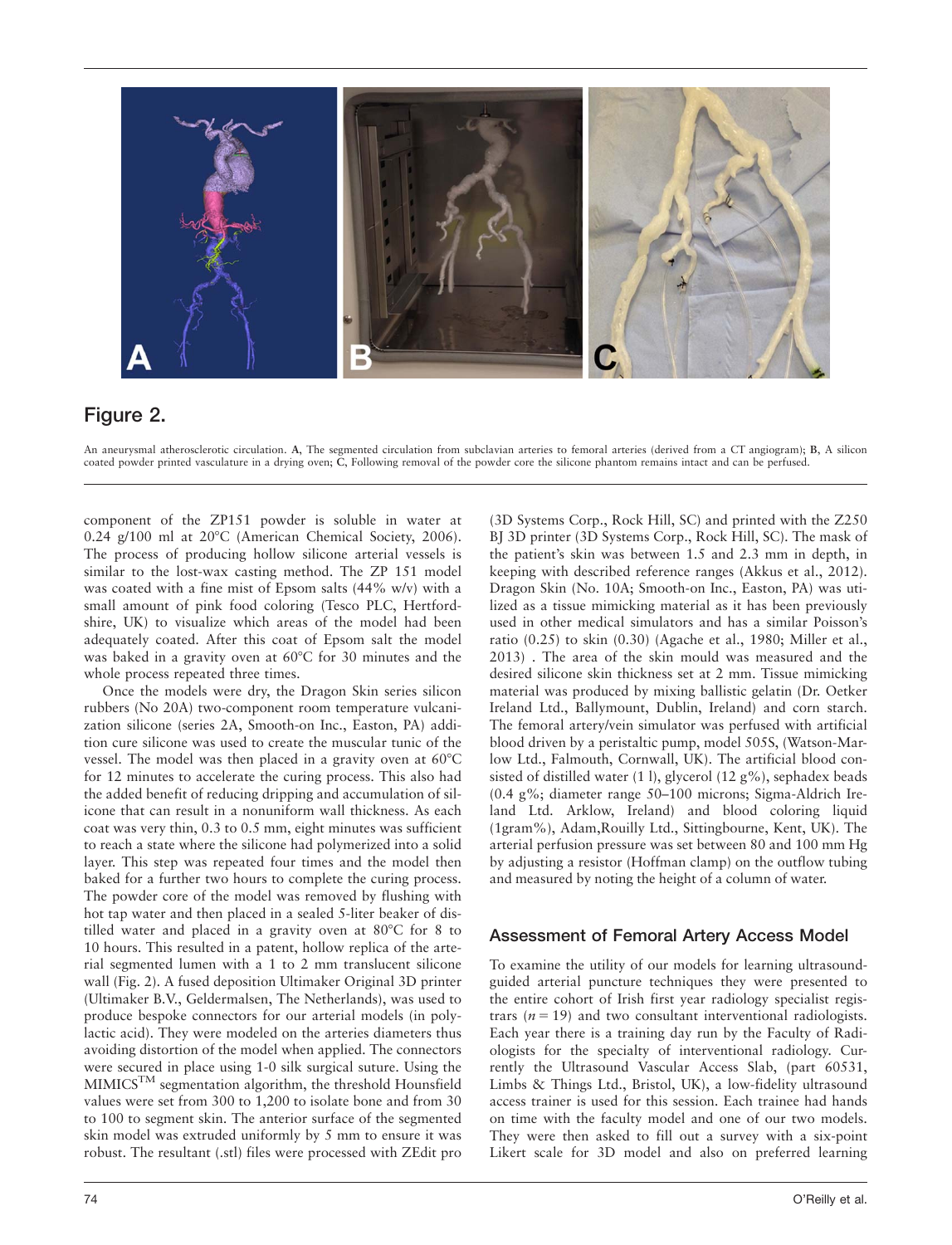## Figure 2.

An aneurysmal atherosclerotic circulation. **A**, The segmented circulation from subclavian arteries to femoral arteries (derived from a CT angiogram); **B**, A silicon coated powder printed vasculature in a drying oven; **C**, Following removal of the powder core the silicone phantom remains intact and can be perfused.

component of the ZP151 powder is soluble in water at 0.24 g/100 ml at 20°C (American Chemical Society, 2006). The process of producing hollow silicone arterial vessels is similar to the lost-wax casting method. The ZP 151 model was coated with a fine mist of Epsom salts (44% w/v) with a small amount of pink food coloring (Tesco PLC, Hertfordshire, UK) to visualize which areas of the model had been adequately coated. After this coat of Epsom salt the model was baked in a gravity oven at 60°C for 30 minutes and the whole process repeated three times.

Once the models were dry, the Dragon Skin series silicon rubbers (No 20A) two-component room temperature vulcanization silicone (series 2A, Smooth-on Inc., Easton, PA) addition cure silicone was used to create the muscular tunic of the vessel. The model was then placed in a gravity oven at 60°C for 12 minutes to accelerate the curing process. This also had the added benefit of reducing dripping and accumulation of silicone that can result in a nonuniform wall thickness. As each coat was very thin, 0.3 to 0.5 mm, eight minutes was sufficient to reach a state where the silicone had polymerized into a solid layer. This step was repeated four times and the model then baked for a further two hours to complete the curing process. The powder core of the model was removed by flushing with hot tap water and then placed in a sealed 5-liter beaker of distilled water and placed in a gravity oven at 80°C for 8 to 10 hours. This resulted in a patent, hollow replica of the arterial segmented lumen with a 1 to 2 mm translucent silicone wall (Fig. 2). A fused deposition Ultimaker Original 3D printer (Ultimaker B.V., Geldermalsen, The Netherlands), was used to produce bespoke connectors for our arterial models (in polylactic acid). They were modeled on the arteries diameters thus avoiding distortion of the model when applied. The connectors were secured in place using 1-0 silk surgical suture. Using the MIMICS™ segmentation algorithm, the threshold Hounsfield values were set from 300 to 1,200 to isolate bone and from 30 to 100 to segment skin. The anterior surface of the segmented skin model was extruded uniformly by 5 mm to ensure it was robust. The resultant (.stl) files were processed with ZEdit pro (3D Systems Corp., Rock Hill, SC) and printed with the Z250 BJ 3D printer (3D Systems Corp., Rock Hill, SC). The mask of the patient's skin was between 1.5 and 2.3 mm in depth, in keeping with described reference ranges (Akkus et al., 2012). Dragon Skin (No. 10A; Smooth-on Inc., Easton, PA) was utilized as a tissue mimicking material as it has been previously used in other medical simulators and has a similar Poisson's ratio (0.25) to skin (0.30) (Agache et al., 1980; Miller et al., 2013) . The area of the skin mould was measured and the desired silicone skin thickness set at 2 mm. Tissue mimicking material was produced by mixing ballistic gelatin (Dr. Oetker Ireland Ltd., Ballymount, Dublin, Ireland) and corn starch. The femoral artery/vein simulator was perfused with artificial blood driven by a peristaltic pump, model 505S, (Watson-Marlow Ltd., Falmouth, Cornwall, UK). The artificial blood consisted of distilled water (1 l), glycerol (12 g%), sephadex beads (0.4 g%; diameter range 50–100 microns; Sigma-Aldrich Ireland Ltd. Arklow, Ireland) and blood coloring liquid (1gram%), Adam,Rouilly Ltd., Sittingbourne, Kent, UK). The arterial perfusion pressure was set between 80 and 100 mm Hg by adjusting a resistor (Hoffman clamp) on the outflow tubing and measured by noting the height of a column of water.

### Assessment of Femoral Artery Access Model

To examine the utility of our models for learning ultrasound-guided arterial puncture techniques they were presented to the entire cohort of Irish first year radiology specialist registrars ($n = 19$) and two consultant interventional radiologists. Each year there is a training day run by the Faculty of Radiologists for the specialty of interventional radiology. Currently the Ultrasound Vascular Access Slab, (part 60531, Limbs & Things Ltd., Bristol, UK), a low-fidelity ultrasound access trainer is used for this session. Each trainee had hands on time with the faculty model and one of our two models. They were then asked to fill out a survey with a six-point Likert scale for 3D model and also on preferred learning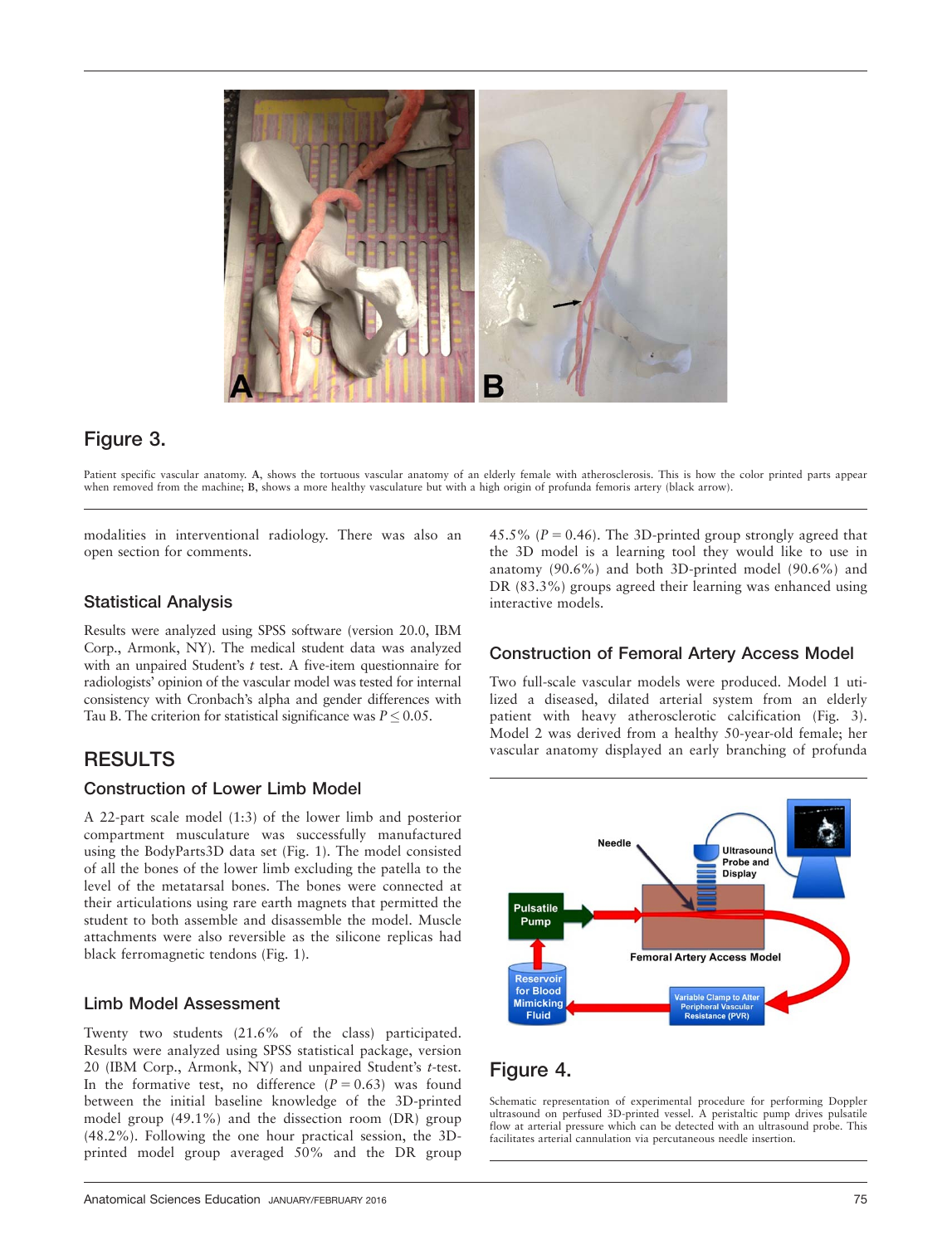Figure 3.

Patient specific vascular anatomy. **A**, shows the tortuous vascular anatomy of an elderly female with atherosclerosis. This is how the color printed parts appear when removed from the machine; **B**, shows a more healthy vasculature but with a high origin of profunda femoris artery (black arrow).

modalities in interventional radiology. There was also an open section for comments.

### Statistical Analysis

Results were analyzed using SPSS software (version 20.0, IBM Corp., Armonk, NY). The medical student data was analyzed with an unpaired Student's *t* test. A five-item questionnaire for radiologists' opinion of the vascular model was tested for internal consistency with Cronbach's alpha and gender differences with Tau B. The criterion for statistical significance was $P \leq 0.05$.

## RESULTS

### Construction of Lower Limb Model

A 22-part scale model (1:3) of the lower limb and posterior compartment musculature was successfully manufactured using the BodyParts3D data set (Fig. 1). The model consisted of all the bones of the lower limb excluding the patella to the level of the metatarsal bones. The bones were connected at their articulations using rare earth magnets that permitted the student to both assemble and disassemble the model. Muscle attachments were also reversible as the silicone replicas had black ferromagnetic tendons (Fig. 1).

### Limb Model Assessment

Twenty two students (21.6% of the class) participated. Results were analyzed using SPSS statistical package, version 20 (IBM Corp., Armonk, NY) and unpaired Student's *t*-test. In the formative test, no difference ($P = 0.63$) was found between the initial baseline knowledge of the 3D-printed model group (49.1%) and the dissection room (DR) group (48.2%). Following the one hour practical session, the 3D-printed model group averaged 50% and the DR group 45.5% ($P = 0.46$). The 3D-printed group strongly agreed that the 3D model is a learning tool they would like to use in anatomy (90.6%) and both 3D-printed model (90.6%) and DR (83.3%) groups agreed their learning was enhanced using interactive models.

### Construction of Femoral Artery Access Model

Two full-scale vascular models were produced. Model 1 utilized a diseased, dilated arterial system from an elderly patient with heavy atherosclerotic calcification (Fig. 3). Model 2 was derived from a healthy 50-year-old female; her vascular anatomy displayed an early branching of profunda

Figure 4.

Schematic representation of experimental procedure for performing Doppler ultrasound on perfused 3D-printed vessel. A peristaltic pump drives pulsatile flow at arterial pressure which can be detected with an ultrasound probe. This facilitates arterial cannulation via percutaneous needle insertion.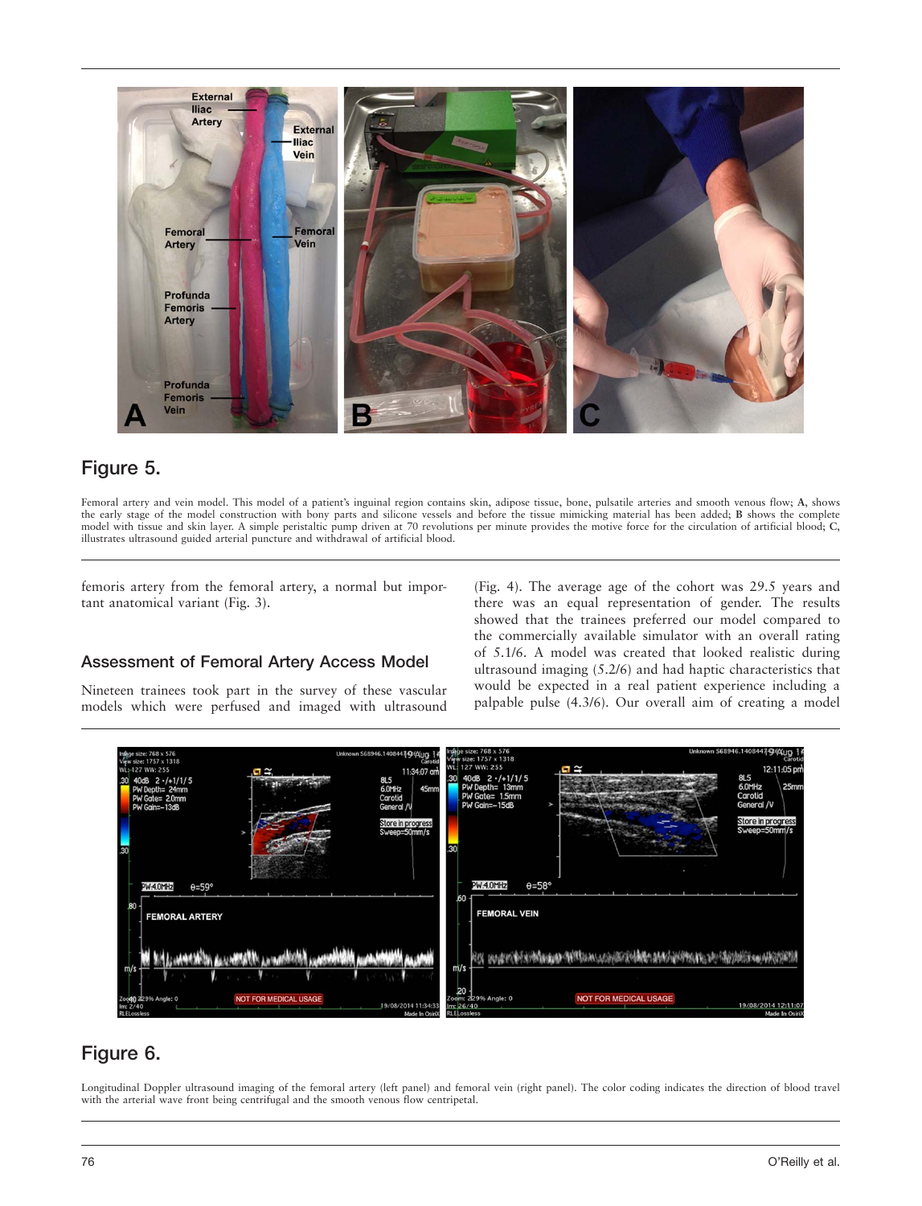## Figure 5.

Femoral artery and vein model. This model of a patient's inguinal region contains skin, adipose tissue, bone, pulsatile arteries and smooth venous flow; **A**, shows the early stage of the model construction with bony parts and silicone vessels and before the tissue mimicking material has been added; **B** shows the complete model with tissue and skin layer. A simple peristaltic pump driven at 70 revolutions per minute provides the motive force for the circulation of artificial blood; **C**, illustrates ultrasound guided arterial puncture and withdrawal of artificial blood.

femoris artery from the femoral artery, a normal but important anatomical variant (Fig. 3).

### Assessment of Femoral Artery Access Model

Nineteen trainees took part in the survey of these vascular models which were perfused and imaged with ultrasound (Fig. 4). The average age of the cohort was 29.5 years and there was an equal representation of gender. The results showed that the trainees preferred our model compared to the commercially available simulator with an overall rating of 5.1/6. A model was created that looked realistic during ultrasound imaging (5.2/6) and had haptic characteristics that would be expected in a real patient experience including a palpable pulse (4.3/6). Our overall aim of creating a model

## Figure 6.

Longitudinal Doppler ultrasound imaging of the femoral artery (left panel) and femoral vein (right panel). The color coding indicates the direction of blood travel with the arterial wave front being centrifugal and the smooth venous flow centripetal.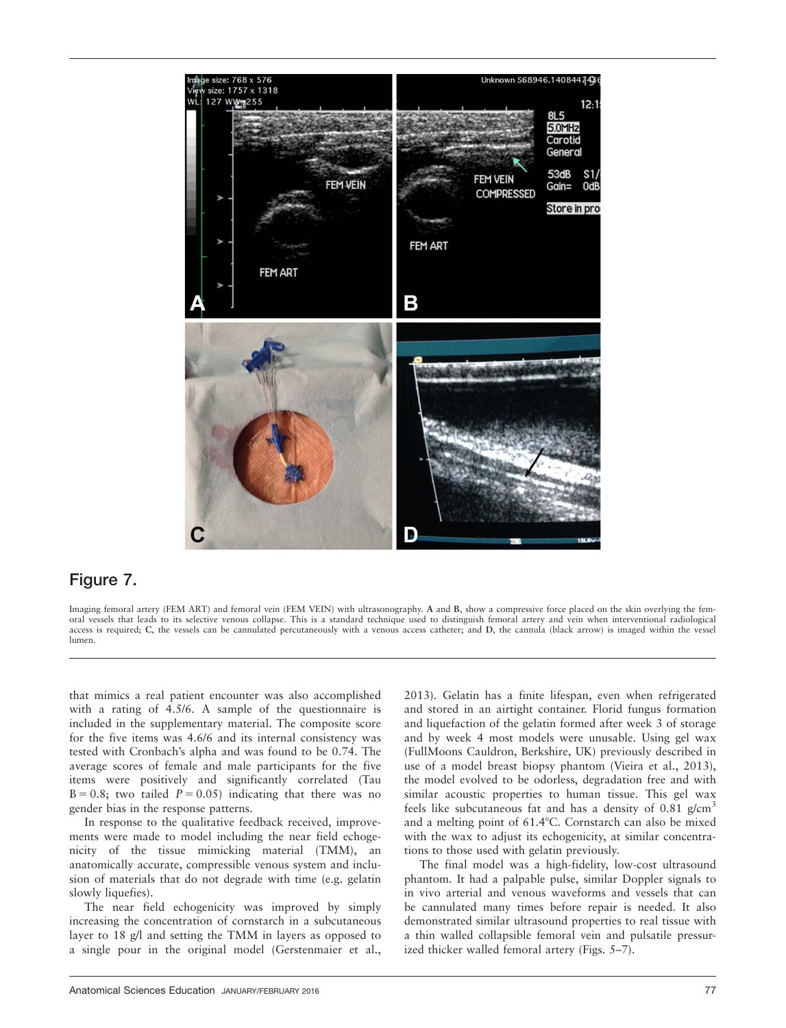## Figure 7.

Imaging femoral artery (FEM ART) and femoral vein (FEM VEIN) with ultrasonography. **A** and **B**, show a compressive force placed on the skin overlying the femoral vessels that leads to its selective venous collapse. This is a standard technique used to distinguish femoral artery and vein when interventional radiological access is required; **C**, the vessels can be cannulated percutaneously with a venous access catheter; and **D**, the cannula (black arrow) is imaged within the vessel lumen.

that mimics a real patient encounter was also accomplished with a rating of 4.5/6. A sample of the questionnaire is included in the supplementary material. The composite score for the five items was 4.6/6 and its internal consistency was tested with Cronbach's alpha and was found to be 0.74. The average scores of female and male participants for the five items were positively and significantly correlated (Tau B = 0.8; two tailed $P = 0.05$) indicating that there was no gender bias in the response patterns.

In response to the qualitative feedback received, improvements were made to model including the near field echogenicity of the tissue mimicking material (TMM), an anatomically accurate, compressible venous system and inclusion of materials that do not degrade with time (e.g. gelatin slowly liquefies).

The near field echogenicity was improved by simply increasing the concentration of cornstarch in a subcutaneous layer to 18 g/l and setting the TMM in layers as opposed to a single pour in the original model (Gerstenmaier et al., 2013). Gelatin has a finite lifespan, even when refrigerated and stored in an airtight container. Florid fungus formation and liquefaction of the gelatin formed after week 3 of storage and by week 4 most models were unusable. Using gel wax (FullMoons Cauldron, Berkshire, UK) previously described in use of a model breast biopsy phantom (Vieira et al., 2013), the model evolved to be odorless, degradation free and with similar acoustic properties to human tissue. This gel wax feels like subcutaneous fat and has a density of 0.81 g/cm$^3$ and a melting point of 61.4°C. Cornstarch can also be mixed with the wax to adjust its echogenicity, at similar concentrations to those used with gelatin previously.

The final model was a high-fidelity, low-cost ultrasound phantom. It had a palpable pulse, similar Doppler signals to in vivo arterial and venous waveforms and vessels that can be cannulated many times before repair is needed. It also demonstrated similar ultrasound properties to real tissue with a thin walled collapsible femoral vein and pulsatile pressurized thicker walled femoral artery (Figs. 5–7).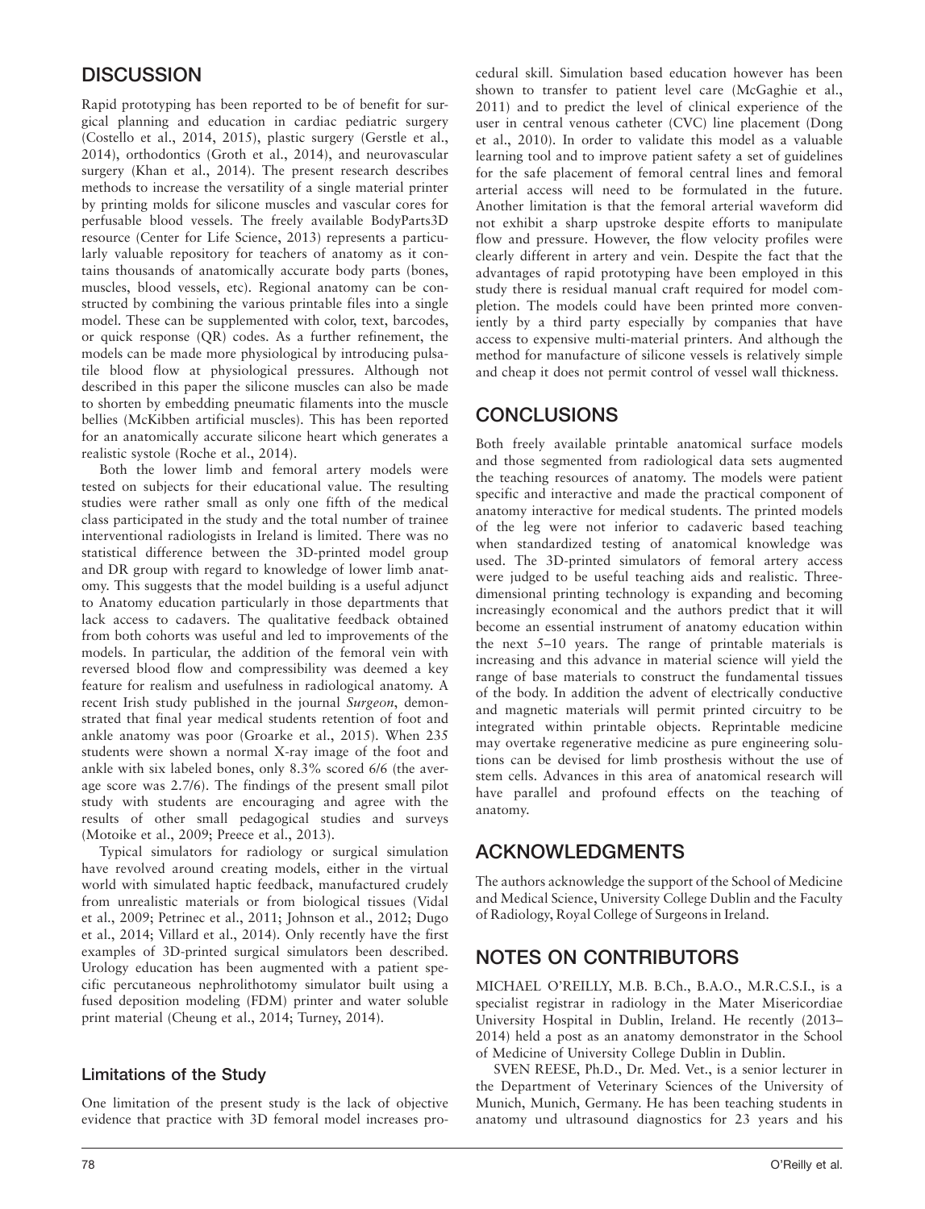## DISCUSSION

Rapid prototyping has been reported to be of benefit for surgical planning and education in cardiac pediatric surgery (Costello et al., 2014, 2015), plastic surgery (Gerstle et al., 2014), orthodontics (Groth et al., 2014), and neurovascular surgery (Khan et al., 2014). The present research describes methods to increase the versatility of a single material printer by printing molds for silicone muscles and vascular cores for perfusable blood vessels. The freely available BodyParts3D resource (Center for Life Science, 2013) represents a particularly valuable repository for teachers of anatomy as it contains thousands of anatomically accurate body parts (bones, muscles, blood vessels, etc). Regional anatomy can be constructed by combining the various printable files into a single model. These can be supplemented with color, text, barcodes, or quick response (QR) codes. As a further refinement, the models can be made more physiological by introducing pulsatile blood flow at physiological pressures. Although not described in this paper the silicone muscles can also be made to shorten by embedding pneumatic filaments into the muscle bellies (McKibben artificial muscles). This has been reported for an anatomically accurate silicone heart which generates a realistic systole (Roche et al., 2014).

Both the lower limb and femoral artery models were tested on subjects for their educational value. The resulting studies were rather small as only one fifth of the medical class participated in the study and the total number of trainee interventional radiologists in Ireland is limited. There was no statistical difference between the 3D-printed model group and DR group with regard to knowledge of lower limb anatomy. This suggests that the model building is a useful adjunct to Anatomy education particularly in those departments that lack access to cadavers. The qualitative feedback obtained from both cohorts was useful and led to improvements of the models. In particular, the addition of the femoral vein with reversed blood flow and compressibility was deemed a key feature for realism and usefulness in radiological anatomy. A recent Irish study published in the journal *Surgeon*, demonstrated that final year medical students retention of foot and ankle anatomy was poor (Groarke et al., 2015). When 235 students were shown a normal X-ray image of the foot and ankle with six labeled bones, only 8.3% scored 6/6 (the average score was 2.7/6). The findings of the present small pilot study with students are encouraging and agree with the results of other small pedagogical studies and surveys (Motoike et al., 2009; Preece et al., 2013).

Typical simulators for radiology or surgical simulation have revolved around creating models, either in the virtual world with simulated haptic feedback, manufactured crudely from unrealistic materials or from biological tissues (Vidal et al., 2009; Petrinec et al., 2011; Johnson et al., 2012; Dugo et al., 2014; Villard et al., 2014). Only recently have the first examples of 3D-printed surgical simulators been described. Urology education has been augmented with a patient specific percutaneous nephrolithotomy simulator built using a fused deposition modeling (FDM) printer and water soluble print material (Cheung et al., 2014; Turney, 2014).

### Limitations of the Study

One limitation of the present study is the lack of objective evidence that practice with 3D femoral model increases procedural skill. Simulation based education however has been shown to transfer to patient level care (McGaghie et al., 2011) and to predict the level of clinical experience of the user in central venous catheter (CVC) line placement (Dong et al., 2010). In order to validate this model as a valuable learning tool and to improve patient safety a set of guidelines for the safe placement of femoral central lines and femoral arterial access will need to be formulated in the future. Another limitation is that the femoral arterial waveform did not exhibit a sharp upstroke despite efforts to manipulate flow and pressure. However, the flow velocity profiles were clearly different in artery and vein. Despite the fact that the advantages of rapid prototyping have been employed in this study there is residual manual craft required for model completion. The models could have been printed more conveniently by a third party especially by companies that have access to expensive multi-material printers. And although the method for manufacture of silicone vessels is relatively simple and cheap it does not permit control of vessel wall thickness.

## CONCLUSIONS

Both freely available printable anatomical surface models and those segmented from radiological data sets augmented the teaching resources of anatomy. The models were patient specific and interactive and made the practical component of anatomy interactive for medical students. The printed models of the leg were not inferior to cadaveric based teaching when standardized testing of anatomical knowledge was used. The 3D-printed simulators of femoral artery access were judged to be useful teaching aids and realistic. Three-dimensional printing technology is expanding and becoming increasingly economical and the authors predict that it will become an essential instrument of anatomy education within the next 5–10 years. The range of printable materials is increasing and this advance in material science will yield the range of base materials to construct the fundamental tissues of the body. In addition the advent of electrically conductive and magnetic materials will permit printed circuitry to be integrated within printable objects. Reprintable medicine may overtake regenerative medicine as pure engineering solutions can be devised for limb prosthesis without the use of stem cells. Advances in this area of anatomical research will have parallel and profound effects on the teaching of anatomy.

## ACKNOWLEDGMENTS

The authors acknowledge the support of the School of Medicine and Medical Science, University College Dublin and the Faculty of Radiology, Royal College of Surgeons in Ireland.

## NOTES ON CONTRIBUTORS

MICHAEL O'REILLY, M.B. B.Ch., B.A.O., M.R.C.S.I., is a specialist registrar in radiology in the Mater Misericordiae University Hospital in Dublin, Ireland. He recently (2013–2014) held a post as an anatomy demonstrator in the School of Medicine of University College Dublin in Dublin.

SVEN REESE, Ph.D., Dr. Med. Vet., is a senior lecturer in the Department of Veterinary Sciences of the University of Munich, Munich, Germany. He has been teaching students in anatomy und ultrasound diagnostics for 23 years and his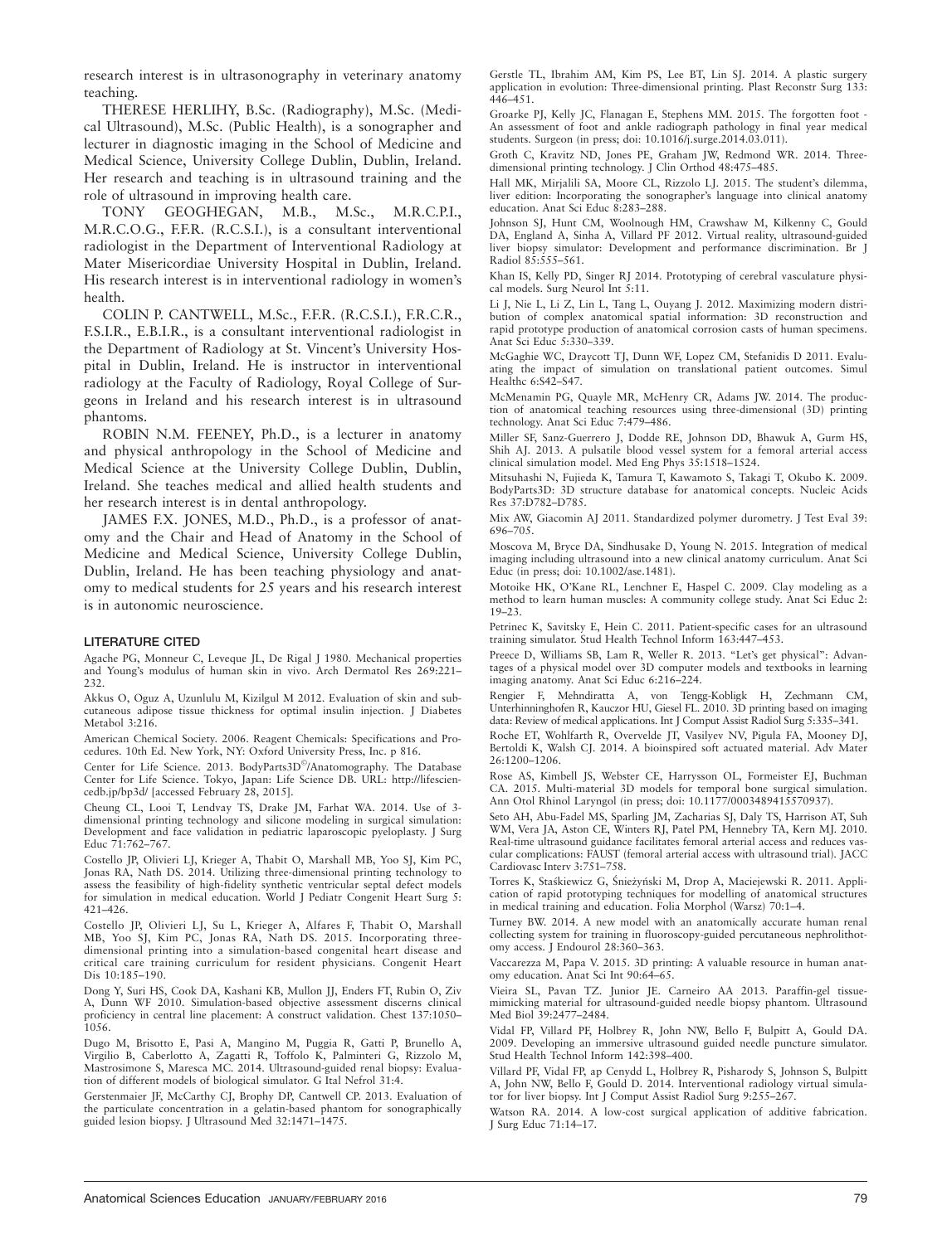research interest is in ultrasonography in veterinary anatomy teaching.

THERESE HERLIHY, B.Sc. (Radiography), M.Sc. (Medical Ultrasound), M.Sc. (Public Health), is a sonographer and lecturer in diagnostic imaging in the School of Medicine and Medical Science, University College Dublin, Dublin, Ireland. Her research and teaching is in ultrasound training and the role of ultrasound in improving health care.

TONY GEOGHEGAN, M.B., M.Sc., M.R.C.P.I., M.R.C.O.G., F.F.R. (R.C.S.I.), is a consultant interventional radiologist in the Department of Interventional Radiology at Mater Misericordiae University Hospital in Dublin, Ireland. His research interest is in interventional radiology in women's health.

COLIN P. CANTWELL, M.Sc., F.F.R. (R.C.S.I.), F.R.C.R., F.S.I.R., E.B.I.R., is a consultant interventional radiologist in the Department of Radiology at St. Vincent's University Hospital in Dublin, Ireland. He is instructor in interventional radiology at the Faculty of Radiology, Royal College of Surgeons in Ireland and his research interest is in ultrasound phantoms.

ROBIN N.M. FEENEY, Ph.D., is a lecturer in anatomy and physical anthropology in the School of Medicine and Medical Science at the University College Dublin, Dublin, Ireland. She teaches medical and allied health students and her research interest is in dental anthropology.

JAMES F.X. JONES, M.D., Ph.D., is a professor of anatomy and the Chair and Head of Anatomy in the School of Medicine and Medical Science, University College Dublin, Dublin, Ireland. He has been teaching physiology and anatomy to medical students for 25 years and his research interest is in autonomic neuroscience.

## LITERATURE CITED

Agache PG, Monneur C, Leveque JL, De Rigal J 1980. Mechanical properties and Young's modulus of human skin in vivo. Arch Dermatol Res 269:221–232.

Akkus O, Oguz A, Uzunlulu M, Kizilgul M 2012. Evaluation of skin and subcutaneous adipose tissue thickness for optimal insulin injection. J Diabetes Metabol 3:216.

American Chemical Society. 2006. Reagent Chemicals: Specifications and Procedures. 10th Ed. New York, NY: Oxford University Press, Inc. p 816.

Center for Life Science. 2013. BodyParts3D©/Anatomography. The Database Center for Life Science. Tokyo, Japan: Life Science DB. URL: http://lifesciencedb.jp/bp3d/ [accessed February 28, 2015].

Cheung CL, Looi T, Lendvay TS, Drake JM, Farhat WA. 2014. Use of 3-dimensional printing technology and silicone modeling in surgical simulation: Development and face validation in pediatric laparoscopic pyeloplasty. J Surg Educ 71:762–767.

Costello JP, Olivieri LJ, Krieger A, Thabit O, Marshall MB, Yoo SJ, Kim PC, Jonas RA, Nath DS. 2014. Utilizing three-dimensional printing technology to assess the feasibility of high-fidelity synthetic ventricular septal defect models for simulation in medical education. World J Pediatr Congenit Heart Surg 5: 421–426.

Costello JP, Olivieri LJ, Su L, Krieger A, Alfares F, Thabit O, Marshall MB, Yoo SJ, Kim PC, Jonas RA, Nath DS. 2015. Incorporating three-dimensional printing into a simulation-based congenital heart disease and critical care training curriculum for resident physicians. Congenit Heart Dis 10:185–190.

Dong Y, Suri HS, Cook DA, Kashani KB, Mullon JJ, Enders FT, Rubin O, Ziv A, Dunn WF 2010. Simulation-based objective assessment discerns clinical proficiency in central line placement: A construct validation. Chest 137:1050–1056.

Dugo M, Brisotto E, Pasi A, Mangino M, Puggia R, Gatti P, Brunello A, Virgilio B, Caberlotto A, Zagatti R, Toffolo K, Palminteri G, Rizzolo M, Mastrosimone S, Maresca MC. 2014. Ultrasound-guided renal biopsy: Evaluation of different models of biological simulator. G Ital Nefrol 31:4.

Gerstenmaier JF, McCarthy CJ, Brophy DP, Cantwell CP. 2013. Evaluation of the particulate concentration in a gelatin-based phantom for sonographically guided lesion biopsy. J Ultrasound Med 32:1471–1475.

Gerstle TL, Ibrahim AM, Kim PS, Lee BT, Lin SJ. 2014. A plastic surgery application in evolution: Three-dimensional printing. Plast Reconstr Surg 133: 446–451.

Groarke PJ, Kelly JC, Flanagan E, Stephens MM. 2015. The forgotten foot - An assessment of foot and ankle radiograph pathology in final year medical students. Surgeon (in press; doi: 10.1016/j.surge.2014.03.011).

Groth C, Kravitz ND, Jones PE, Graham JW, Redmond WR. 2014. Three-dimensional printing technology. J Clin Orthod 48:475–485.

Hall MK, Mirjalili SA, Moore CL, Rizzolo LJ. 2015. The student's dilemma, liver edition: Incorporating the sonographer's language into clinical anatomy education. Anat Sci Educ 8:283–288.

Johnson SJ, Hunt CM, Woolnough HM, Crawshaw M, Kilkenny C, Gould DA, England A, Sinha A, Villard PF 2012. Virtual reality, ultrasound-guided liver biopsy simulator: Development and performance discrimination. Br J Radiol 85:555–561.

Khan IS, Kelly PD, Singer RJ 2014. Prototyping of cerebral vasculature physical models. Surg Neurol Int 5:11.

Li J, Nie L, Li Z, Lin L, Tang L, Ouyang J. 2012. Maximizing modern distribution of complex anatomical spatial information: 3D reconstruction and rapid prototype production of anatomical corrosion casts of human specimens. Anat Sci Educ 5:330–339.

McGaghie WC, Draycott TJ, Dunn WF, Lopez CM, Stefanidis D 2011. Evaluating the impact of simulation on translational patient outcomes. Simul Healthc 6:S42–S47.

McMenamin PG, Quayle MR, McHenry CR, Adams JW. 2014. The production of anatomical teaching resources using three-dimensional (3D) printing technology. Anat Sci Educ 7:479–486.

Miller SF, Sanz-Guerrero J, Dodde RE, Johnson DD, Bhawuk A, Gurm HS, Shih AJ. 2013. A pulsatile blood vessel system for a femoral arterial access clinical simulation model. Med Eng Phys 35:1518–1524.

Mitsuhashi N, Fujieda K, Tamura T, Kawamoto S, Takagi T, Okubo K. 2009. BodyParts3D: 3D structure database for anatomical concepts. Nucleic Acids Res 37:D782–D785.

Mix AW, Giacomin AJ 2011. Standardized polymer durometry. J Test Eval 39: 696–705.

Moscova M, Bryce DA, Sindhusake D, Young N. 2015. Integration of medical imaging including ultrasound into a new clinical anatomy curriculum. Anat Sci Educ (in press; doi: 10.1002/ase.1481).

Motoike HK, O'Kane RL, Lenchner E, Haspel C. 2009. Clay modeling as a method to learn human muscles: A community college study. Anat Sci Educ 2: 19–23.

Petrinec K, Savitsky E, Hein C. 2011. Patient-specific cases for an ultrasound training simulator. Stud Health Technol Inform 163:447–453.

Preece D, Williams SB, Lam R, Weller R. 2013. "Let's get physical": Advantages of a physical model over 3D computer models and textbooks in learning imaging anatomy. Anat Sci Educ 6:216–224.

Rengier F, Mehndiratta A, von Tengg-Kobligk H, Zechmann CM, Unterhinninghofen R, Kauczor HU, Giesel FL. 2010. 3D printing based on imaging data: Review of medical applications. Int J Comput Assist Radiol Surg 5:335–341.

Roche ET, Wohlfarth R, Overvelde JT, Vasilyev NV, Pigula FA, Mooney DJ, Bertoldi K, Walsh CJ. 2014. A bioinspired soft actuated material. Adv Mater 26:1200–1206.

Rose AS, Kimbell JS, Webster CE, Harrysson OL, Formeister EJ, Buchman CA. 2015. Multi-material 3D models for temporal bone surgical simulation. Ann Otol Rhinol Laryngol (in press; doi: 10.1177/0003489415570937).

Seto AH, Abu-Fadel MS, Sparling JM, Zacharias SJ, Daly TS, Harrison AT, Suh WM, Vera JA, Aston CE, Winters RJ, Patel PM, Hennebry TA, Kern MJ. 2010. Real-time ultrasound guidance facilitates femoral arterial access and reduces vascular complications: FAUST (femoral arterial access with ultrasound trial). JACC Cardiovasc Interv 3:751–758.

Torres K, Staśkiewicz G, Śnieżyński M, Drop A, Maciejewski R. 2011. Application of rapid prototyping techniques for modelling of anatomical structures in medical training and education. Folia Morphol (Warsz) 70:1–4.

Turney BW. 2014. A new model with an anatomically accurate human renal collecting system for training in fluoroscopy-guided percutaneous nephrolithotomy access. J Endourol 28:360–363.

Vaccarezza M, Papa V. 2015. 3D printing: A valuable resource in human anatomy education. Anat Sci Int 90:64–65.

Vieira SL, Pavan TZ. Junior JE. Carneiro AA 2013. Paraffin-gel tissue-mimicking material for ultrasound-guided needle biopsy phantom. Ultrasound Med Biol 39:2477–2484.

Vidal FP, Villard PF, Holbrey R, John NW, Bello F, Bulpitt A, Gould DA. 2009. Developing an immersive ultrasound guided needle puncture simulator. Stud Health Technol Inform 142:398–400.

Villard PF, Vidal FP, ap Cenydd L, Holbrey R, Pisharody S, Johnson S, Bulpitt A, John NW, Bello F, Gould D. 2014. Interventional radiology virtual simulator for liver biopsy. Int J Comput Assist Radiol Surg 9:255–267.

Watson RA. 2014. A low-cost surgical application of additive fabrication. J Surg Educ 71:14–17.